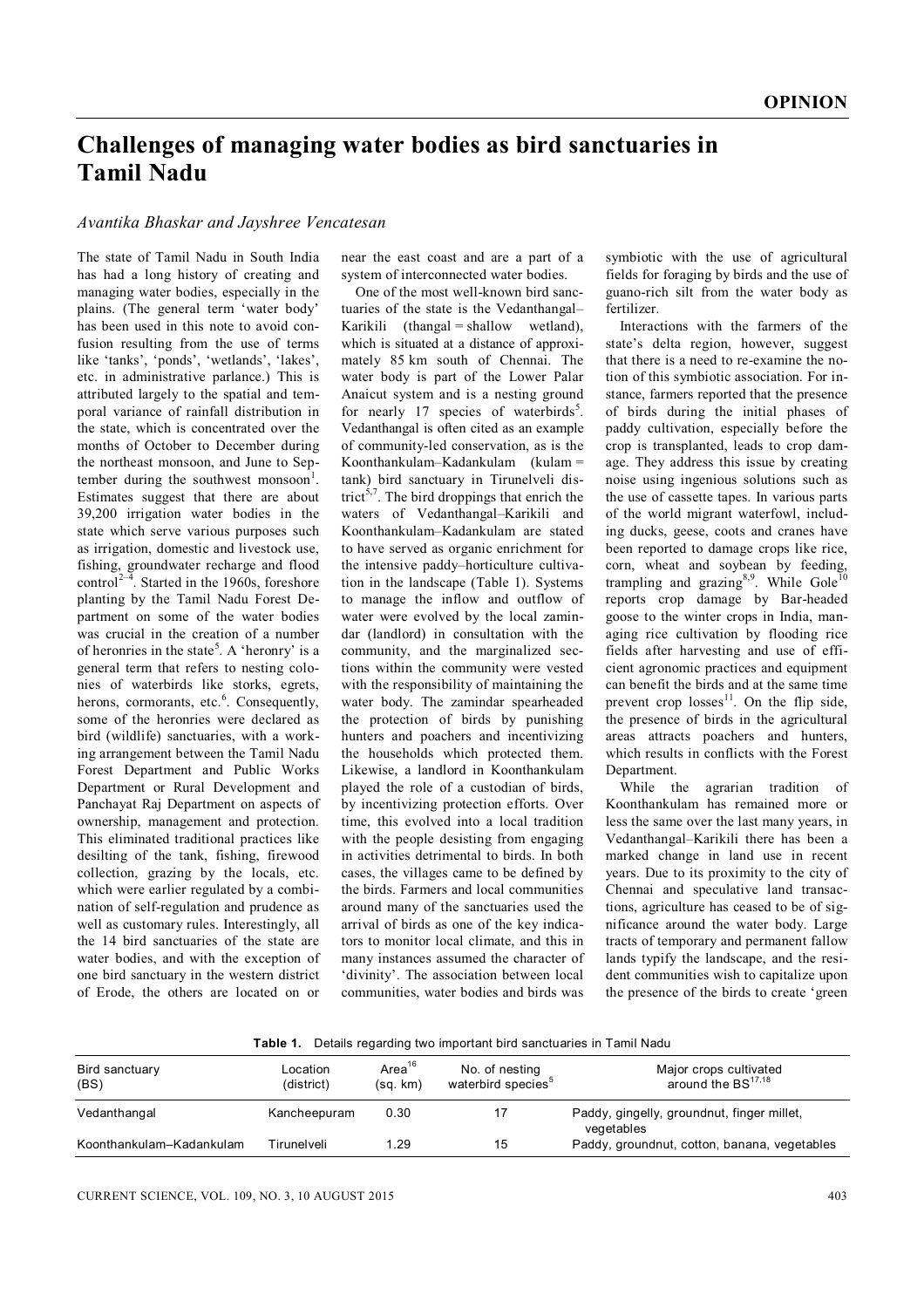**OPINION**

# Challenges of managing water bodies as bird sanctuaries in Tamil Nadu

*Avantika Bhaskar and Jayshree Vencatesan*

The state of Tamil Nadu in South India has had a long history of creating and managing water bodies, especially in the plains. (The general term 'water body' has been used in this note to avoid confusion resulting from the use of terms like 'tanks', 'ponds', 'wetlands', 'lakes', etc. in administrative parlance.) This is attributed largely to the spatial and temporal variance of rainfall distribution in the state, which is concentrated over the months of October to December during the northeast monsoon, and June to September during the southwest monsoon[1]. Estimates suggest that there are about 39,200 irrigation water bodies in the state which serve various purposes such as irrigation, domestic and livestock use, fishing, groundwater recharge and flood control[2–4]. Started in the 1960s, foreshore planting by the Tamil Nadu Forest Department on some of the water bodies was crucial in the creation of a number of heronries in the state[5]. A 'heronry' is a general term that refers to nesting colonies of waterbirds like storks, egrets, herons, cormorants, etc.[6]. Consequently, some of the heronries were declared as bird (wildlife) sanctuaries, with a working arrangement between the Tamil Nadu Forest Department and Public Works Department or Rural Development and Panchayat Raj Department on aspects of ownership, management and protection. This eliminated traditional practices like desilting of the tank, fishing, firewood collection, grazing by the locals, etc. which were earlier regulated by a combination of self-regulation and prudence as well as customary rules. Interestingly, all the 14 bird sanctuaries of the state are water bodies, and with the exception of one bird sanctuary in the western district of Erode, the others are located on or near the east coast and are a part of a system of interconnected water bodies.

One of the most well-known bird sanctuaries of the state is the Vedanthangal–Karikili (thangal = shallow wetland), which is situated at a distance of approximately 85 km south of Chennai. The water body is part of the Lower Palar Anaicut system and is a nesting ground for nearly 17 species of waterbirds[5]. Vedanthangal is often cited as an example of community-led conservation, as is the Koonthankulam–Kadankulam (kulam = tank) bird sanctuary in Tirunelveli district[5,7]. The bird droppings that enrich the waters of Vedanthangal–Karikili and Koonthankulam–Kadankulam are stated to have served as organic enrichment for the intensive paddy–horticulture cultivation in the landscape (Table 1). Systems to manage the inflow and outflow of water were evolved by the local zamindar (landlord) in consultation with the community, and the marginalized sections within the community were vested with the responsibility of maintaining the water body. The zamindar spearheaded the protection of birds by punishing hunters and poachers and incentivizing the households which protected them. Likewise, a landlord in Koonthankulam played the role of a custodian of birds, by incentivizing protection efforts. Over time, this evolved into a local tradition with the people desisting from engaging in activities detrimental to birds. In both cases, the villages came to be defined by the birds. Farmers and local communities around many of the sanctuaries used the arrival of birds as one of the key indicators to monitor local climate, and this in many instances assumed the character of 'divinity'. The association between local communities, water bodies and birds was symbiotic with the use of agricultural fields for foraging by birds and the use of guano-rich silt from the water body as fertilizer.

Interactions with the farmers of the state's delta region, however, suggest that there is a need to re-examine the notion of this symbiotic association. For instance, farmers reported that the presence of birds during the initial phases of paddy cultivation, especially before the crop is transplanted, leads to crop damage. They address this issue by creating noise using ingenious solutions such as the use of cassette tapes. In various parts of the world migrant waterfowl, including ducks, geese, coots and cranes have been reported to damage crops like rice, corn, wheat and soybean by feeding, trampling and grazing[8,9]. While Gole[10] reports crop damage by Bar-headed goose to the winter crops in India, managing rice cultivation by flooding rice fields after harvesting and use of efficient agronomic practices and equipment can benefit the birds and at the same time prevent crop losses[11]. On the flip side, the presence of birds in the agricultural areas attracts poachers and hunters, which results in conflicts with the Forest Department.

While the agrarian tradition of Koonthankulam has remained more or less the same over the last many years, in Vedanthangal–Karikili there has been a marked change in land use in recent years. Due to its proximity to the city of Chennai and speculative land transactions, agriculture has ceased to be of significance around the water body. Large tracts of temporary and permanent fallow lands typify the landscape, and the resident communities wish to capitalize upon the presence of the birds to create 'green

**Table 1.** Details regarding two important bird sanctuaries in Tamil Nadu

| Bird sanctuary (BS) | Location (district) | Area[16] (sq. km) | No. of nesting waterbird species[5] | Major crops cultivated around the BS[17,18] |
|---|---|---|---|---|
| Vedanthangal | Kancheepuram | 0.30 | 17 | Paddy, gingelly, groundnut, finger millet, vegetables |
| Koonthankulam–Kadankulam | Tirunelveli | 1.29 | 15 | Paddy, groundnut, cotton, banana, vegetables |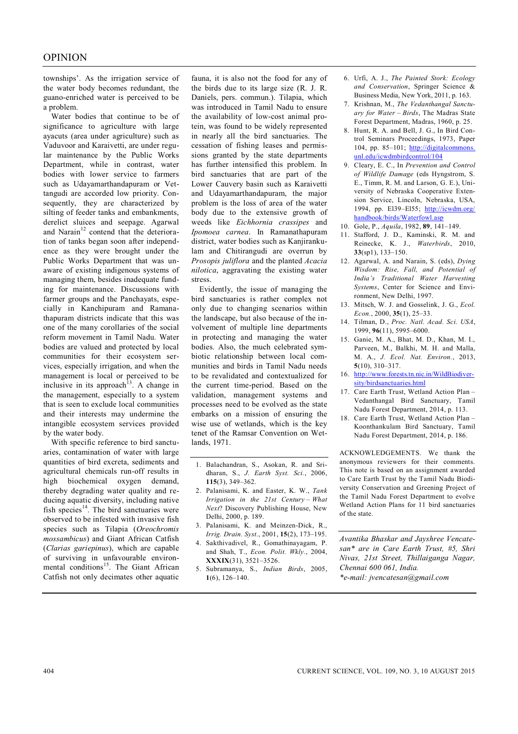townships'. As the irrigation service of the water body becomes redundant, the guano-enriched water is perceived to be a problem.

Water bodies that continue to be of significance to agriculture with large ayacuts (area under agriculture) such as Vaduvoor and Karaivetti, are under regular maintenance by the Public Works Department, while in contrast, water bodies with lower service to farmers such as Udayamarthandapuram or Vettangudi are accorded low priority. Consequently, they are characterized by silting of feeder tanks and embankments, derelict sluices and seepage. Agarwal and Narain[12] contend that the deterioration of tanks began soon after independence as they were brought under the Public Works Department that was unaware of existing indigenous systems of managing them, besides inadequate funding for maintenance. Discussions with farmer groups and the Panchayats, especially in Kanchipuram and Ramanathapuram districts indicate that this was one of the many corollaries of the social reform movement in Tamil Nadu. Water bodies are valued and protected by local communities for their ecosystem services, especially irrigation, and when the management is local or perceived to be inclusive in its approach[13]. A change in the management, especially to a system that is seen to exclude local communities and their interests may undermine the intangible ecosystem services provided by the water body.

With specific reference to bird sanctuaries, contamination of water with large quantities of bird excreta, sediments and agricultural chemicals run-off results in high biochemical oxygen demand, thereby degrading water quality and reducing aquatic diversity, including native fish species[14]. The bird sanctuaries were observed to be infested with invasive fish species such as Tilapia (*Oreochromis mossambicus*) and Giant African Catfish (*Clarias gariepinus*), which are capable of surviving in unfavourable environmental conditions[15]. The Giant African Catfish not only decimates other aquatic fauna, it is also not the food for any of the birds due to its large size (R. J. R. Daniels, pers. commun.). Tilapia, which was introduced in Tamil Nadu to ensure the availability of low-cost animal protein, was found to be widely represented in nearly all the bird sanctuaries. The cessation of fishing leases and permissions granted by the state departments has further intensified this problem. In bird sanctuaries that are part of the Lower Cauvery basin such as Karaivetti and Udayamarthandapuram, the major problem is the loss of area of the water body due to the extensive growth of weeds like *Eichhornia crassipes* and *Ipomoea carnea*. In Ramanathapuram district, water bodies such as Kanjirankulam and Chitirangudi are overrun by *Prosopis juliflora* and the planted *Acacia nilotica*, aggravating the existing water stress.

Evidently, the issue of managing the bird sanctuaries is rather complex not only due to changing scenarios within the landscape, but also because of the involvement of multiple line departments in protecting and managing the water bodies. Also, the much celebrated symbiotic relationship between local communities and birds in Tamil Nadu needs to be revalidated and contextualized for the current time-period. Based on the validation, management systems and processes need to be evolved as the state embarks on a mission of ensuring the wise use of wetlands, which is the key tenet of the Ramsar Convention on Wetlands, 1971.

1. Balachandran, S., Asokan, R. and Sridharan, S., *J. Earth Syst. Sci.*, 2006, **115**(3), 349–362.
2. Palanisami, K. and Easter, K. W., *Tank Irrigation in the 21st Century – What Next*? Discovery Publishing House, New Delhi, 2000, p. 189.
3. Palanisami, K. and Meinzen-Dick, R., *Irrig. Drain. Syst.*, 2001, **15**(2), 173–195.
4. Sakthivadivel, R., Gomathinayagam, P. and Shah, T., *Econ. Polit. Wkly.*, 2004, **XXXIX**(31), 3521–3526.
5. Subramanya, S., *Indian Birds*, 2005, **1**(6), 126–140.
6. Urfi, A. J., *The Painted Stork: Ecology and Conservation*, Springer Science & Business Media, New York, 2011, p. 163.
7. Krishnan, M., *The Vedanthangal Sanctuary for Water – Birds*, The Madras State Forest Department, Madras, 1960, p. 25.
8. Hunt, R. A. and Bell, J. G., In Bird Control Seminars Proceedings, 1973, Paper 104, pp. 85–101; http://digitalcommons.unl.edu/icwdmbirdcontrol/104
9. Cleary, E. C., In *Prevention and Control of Wildlife Damage* (eds Hyngstrom, S. E., Timm, R. M. and Larson, G. E.), University of Nebraska Cooperative Extension Service, Lincoln, Nebraska, USA, 1994, pp. E139–E155; http://icwdm.org/handbook/birds/Waterfowl.asp
10. Gole, P., *Aquila*, 1982, **89**, 141–149.
11. Stafford, J. D., Kaminski, R. M. and Reinecke, K. J., *Waterbirds*, 2010, **33**(sp1), 133–150.
12. Agarwal, A. and Narain, S. (eds), *Dying Wisdom: Rise, Fall, and Potential of India's Traditional Water Harvesting Systems*, Center for Science and Environment, New Delhi, 1997.
13. Mitsch, W. J. and Gosselink, J. G., *Ecol. Econ.*, 2000, **35**(1), 25–33.
14. Tilman, D., *Proc. Natl. Acad. Sci. USA*, 1999, **96**(11), 5995–6000.
15. Ganie, M. A., Bhat, M. D., Khan, M. I., Parveen, M., Balkhi, M. H. and Malla, M. A., *J. Ecol. Nat. Environ.*, 2013, **5**(10), 310–317.
16. http://www.forests.tn.nic.in/WildBiodiversity/birdsanctuaries.html
17. Care Earth Trust, Wetland Action Plan – Vedanthangal Bird Sanctuary, Tamil Nadu Forest Department, 2014, p. 113.
18. Care Earth Trust, Wetland Action Plan – Koonthankulam Bird Sanctuary, Tamil Nadu Forest Department, 2014, p. 186.

ACKNOWLEDGEMENTS. We thank the anonymous reviewers for their comments. This note is based on an assignment awarded to Care Earth Trust by the Tamil Nadu Biodiversity Conservation and Greening Project of the Tamil Nadu Forest Department to evolve Wetland Action Plans for 11 bird sanctuaries of the state.

*Avantika Bhaskar and Jayshree Vencatesan\* are in Care Earth Trust, #5, Shri Nivas, 21st Street, Thillaiganga Nagar, Chennai 600 061, India.*
*\*e-mail: jvencatesan@gmail.com*